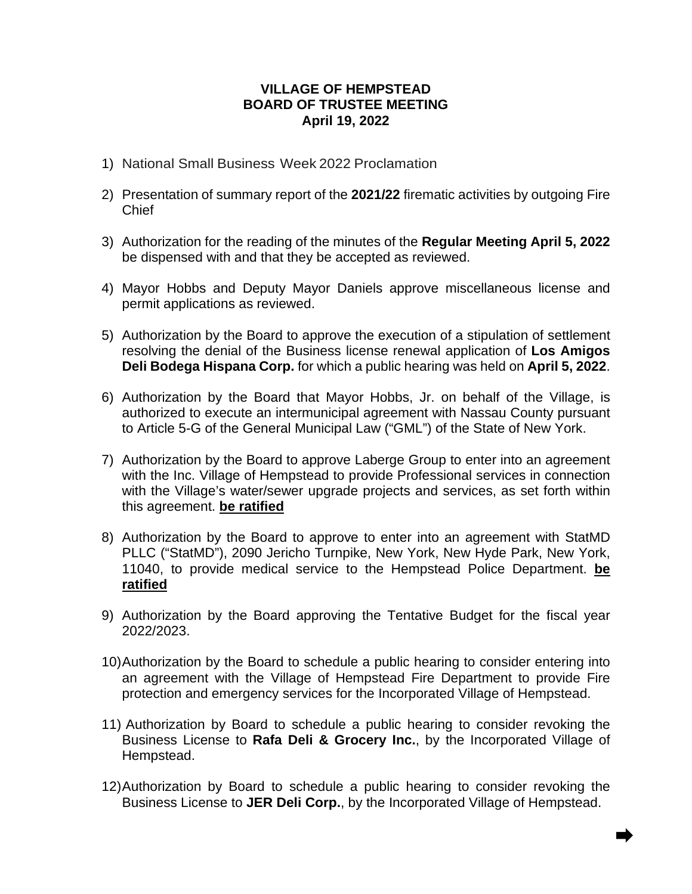**VILLAGE OF HEMPSTEAD**
**BOARD OF TRUSTEE MEETING**
**April 19, 2022**

1) National Small Business Week 2022 Proclamation

2) Presentation of summary report of the **2021/22** firematic activities by outgoing Fire Chief

3) Authorization for the reading of the minutes of the **Regular Meeting April 5, 2022** be dispensed with and that they be accepted as reviewed.

4) Mayor Hobbs and Deputy Mayor Daniels approve miscellaneous license and permit applications as reviewed.

5) Authorization by the Board to approve the execution of a stipulation of settlement resolving the denial of the Business license renewal application of **Los Amigos Deli Bodega Hispana Corp.** for which a public hearing was held on **April 5, 2022**.

6) Authorization by the Board that Mayor Hobbs, Jr. on behalf of the Village, is authorized to execute an intermunicipal agreement with Nassau County pursuant to Article 5-G of the General Municipal Law ("GML") of the State of New York.

7) Authorization by the Board to approve Laberge Group to enter into an agreement with the Inc. Village of Hempstead to provide Professional services in connection with the Village's water/sewer upgrade projects and services, as set forth within this agreement. **be ratified**

8) Authorization by the Board to approve to enter into an agreement with StatMD PLLC ("StatMD"), 2090 Jericho Turnpike, New York, New Hyde Park, New York, 11040, to provide medical service to the Hempstead Police Department. **be ratified**

9) Authorization by the Board approving the Tentative Budget for the fiscal year 2022/2023.

10) Authorization by the Board to schedule a public hearing to consider entering into an agreement with the Village of Hempstead Fire Department to provide Fire protection and emergency services for the Incorporated Village of Hempstead.

11) Authorization by Board to schedule a public hearing to consider revoking the Business License to **Rafa Deli & Grocery Inc.**, by the Incorporated Village of Hempstead.

12) Authorization by Board to schedule a public hearing to consider revoking the Business License to **JER Deli Corp.**, by the Incorporated Village of Hempstead.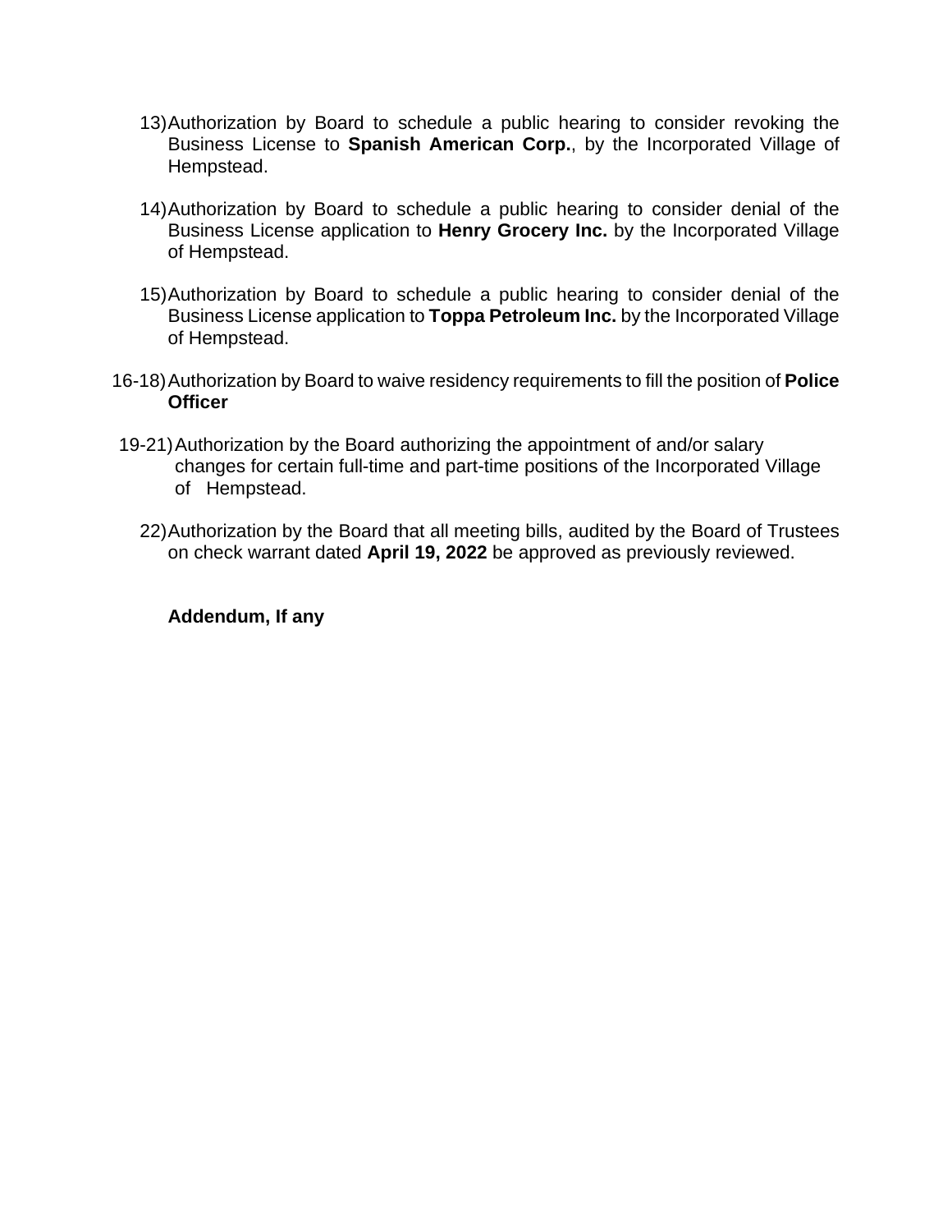13) Authorization by Board to schedule a public hearing to consider revoking the Business License to **Spanish American Corp.**, by the Incorporated Village of Hempstead.

14) Authorization by Board to schedule a public hearing to consider denial of the Business License application to **Henry Grocery Inc.** by the Incorporated Village of Hempstead.

15) Authorization by Board to schedule a public hearing to consider denial of the Business License application to **Toppa Petroleum Inc.** by the Incorporated Village of Hempstead.

16-18) Authorization by Board to waive residency requirements to fill the position of **Police Officer**

19-21) Authorization by the Board authorizing the appointment of and/or salary changes for certain full-time and part-time positions of the Incorporated Village of Hempstead.

22) Authorization by the Board that all meeting bills, audited by the Board of Trustees on check warrant dated **April 19, 2022** be approved as previously reviewed.

**Addendum, If any**